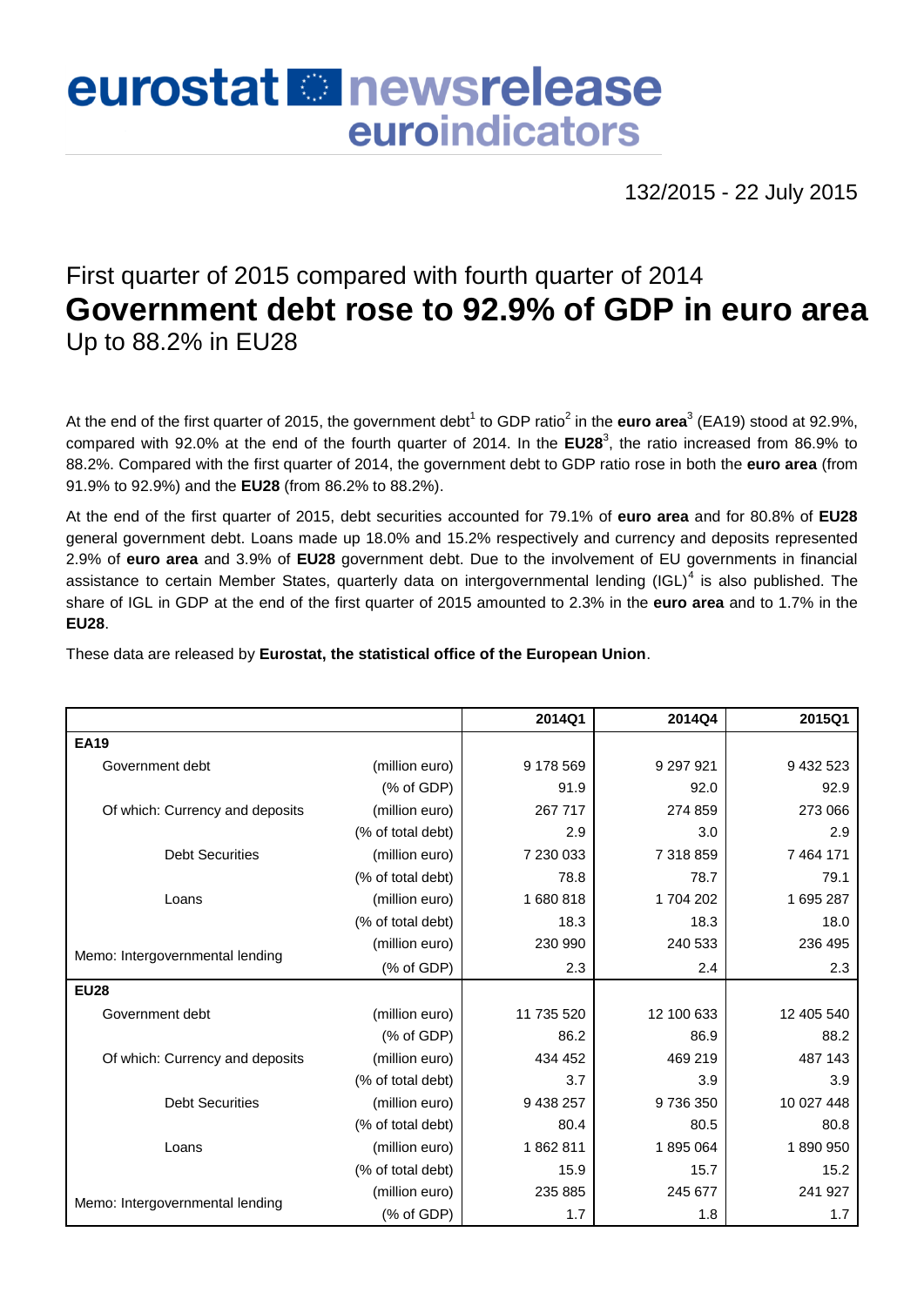# eurostat newsrelease euroindicators

132/2015 - 22 July 2015

## First quarter of 2015 compared with fourth quarter of 2014

# Government debt rose to 92.9% of GDP in euro area

## Up to 88.2% in EU28

At the end of the first quarter of 2015, the government debt[1] to GDP ratio[2] in the **euro area**[3] (EA19) stood at 92.9%, compared with 92.0% at the end of the fourth quarter of 2014. In the **EU28**[3], the ratio increased from 86.9% to 88.2%. Compared with the first quarter of 2014, the government debt to GDP ratio rose in both the **euro area** (from 91.9% to 92.9%) and the **EU28** (from 86.2% to 88.2%).

At the end of the first quarter of 2015, debt securities accounted for 79.1% of **euro area** and for 80.8% of **EU28** general government debt. Loans made up 18.0% and 15.2% respectively and currency and deposits represented 2.9% of **euro area** and 3.9% of **EU28** government debt. Due to the involvement of EU governments in financial assistance to certain Member States, quarterly data on intergovernmental lending (IGL)[4] is also published. The share of IGL in GDP at the end of the first quarter of 2015 amounted to 2.3% in the **euro area** and to 1.7% in the **EU28**.

These data are released by **Eurostat, the statistical office of the European Union**.

| | | 2014Q1 | 2014Q4 | 2015Q1 |
|---|---|---|---|---|
| **EA19** | | | | |
| Government debt | (million euro) | 9 178 569 | 9 297 921 | 9 432 523 |
| | (% of GDP) | 91.9 | 92.0 | 92.9 |
| Of which: Currency and deposits | (million euro) | 267 717 | 274 859 | 273 066 |
| | (% of total debt) | 2.9 | 3.0 | 2.9 |
| Debt Securities | (million euro) | 7 230 033 | 7 318 859 | 7 464 171 |
| | (% of total debt) | 78.8 | 78.7 | 79.1 |
| Loans | (million euro) | 1 680 818 | 1 704 202 | 1 695 287 |
| | (% of total debt) | 18.3 | 18.3 | 18.0 |
| Memo: Intergovernmental lending | (million euro) | 230 990 | 240 533 | 236 495 |
| | (% of GDP) | 2.3 | 2.4 | 2.3 |
| **EU28** | | | | |
| Government debt | (million euro) | 11 735 520 | 12 100 633 | 12 405 540 |
| | (% of GDP) | 86.2 | 86.9 | 88.2 |
| Of which: Currency and deposits | (million euro) | 434 452 | 469 219 | 487 143 |
| | (% of total debt) | 3.7 | 3.9 | 3.9 |
| Debt Securities | (million euro) | 9 438 257 | 9 736 350 | 10 027 448 |
| | (% of total debt) | 80.4 | 80.5 | 80.8 |
| Loans | (million euro) | 1 862 811 | 1 895 064 | 1 890 950 |
| | (% of total debt) | 15.9 | 15.7 | 15.2 |
| Memo: Intergovernmental lending | (million euro) | 235 885 | 245 677 | 241 927 |
| | (% of GDP) | 1.7 | 1.8 | 1.7 |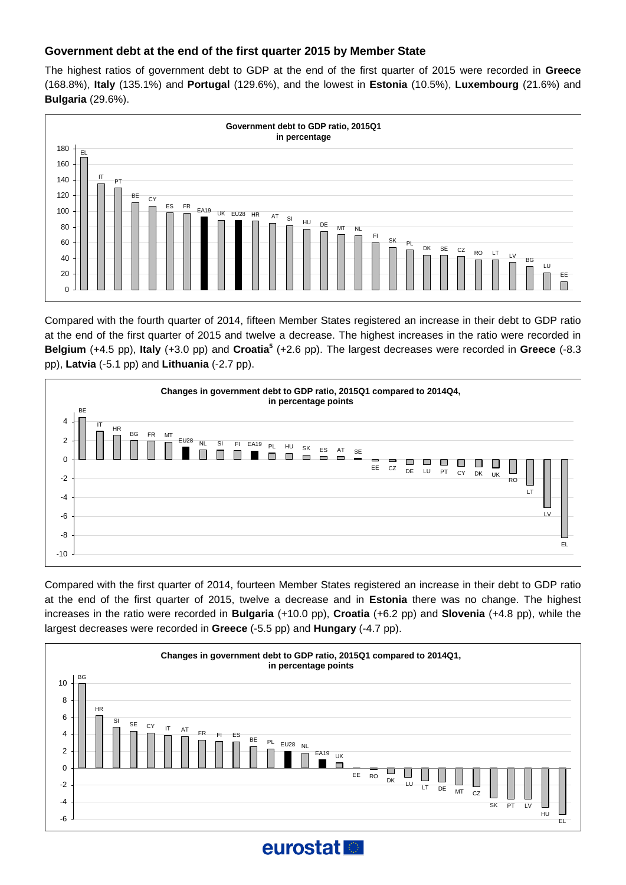## Government debt at the end of the first quarter 2015 by Member State

The highest ratios of government debt to GDP at the end of the first quarter of 2015 were recorded in **Greece** (168.8%), **Italy** (135.1%) and **Portugal** (129.6%), and the lowest in **Estonia** (10.5%), **Luxembourg** (21.6%) and **Bulgaria** (29.6%).

**Government debt to GDP ratio, 2015Q1**
**in percentage**

EL, IT, PT, BE, CY, ES, FR, EA19, UK, EU28, HR, AT, SI, HU, DE, MT, NL, FI, SK, PL, DK, SE, CZ, RO, LT, LV, BG, LU, EE

Compared with the fourth quarter of 2014, fifteen Member States registered an increase in their debt to GDP ratio at the end of the first quarter of 2015 and twelve a decrease. The highest increases in the ratio were recorded in **Belgium** (+4.5 pp), **Italy** (+3.0 pp) and **Croatia**[5] (+2.6 pp). The largest decreases were recorded in **Greece** (-8.3 pp), **Latvia** (-5.1 pp) and **Lithuania** (-2.7 pp).

**Changes in government debt to GDP ratio, 2015Q1 compared to 2014Q4,**
**in percentage points**

BE, IT, HR, BG, FR, MT, EU28, NL, SI, FI, EA19, PL, HU, SK, ES, AT, SE, EE, CZ, DE, LU, PT, CY, DK, UK, RO, LT, LV, EL

Compared with the first quarter of 2014, fourteen Member States registered an increase in their debt to GDP ratio at the end of the first quarter of 2015, twelve a decrease and in **Estonia** there was no change. The highest increases in the ratio were recorded in **Bulgaria** (+10.0 pp), **Croatia** (+6.2 pp) and **Slovenia** (+4.8 pp), while the largest decreases were recorded in **Greece** (-5.5 pp) and **Hungary** (-4.7 pp).

**Changes in government debt to GDP ratio, 2015Q1 compared to 2014Q1,**
**in percentage points**

BG, HR, SI, SE, CY, IT, AT, FR, FI, ES, BE, PL, EU28, NL, EA19, UK, EE, RO, DK, LU, LT, DE, MT, CZ, SK, PT, LV, HU, EL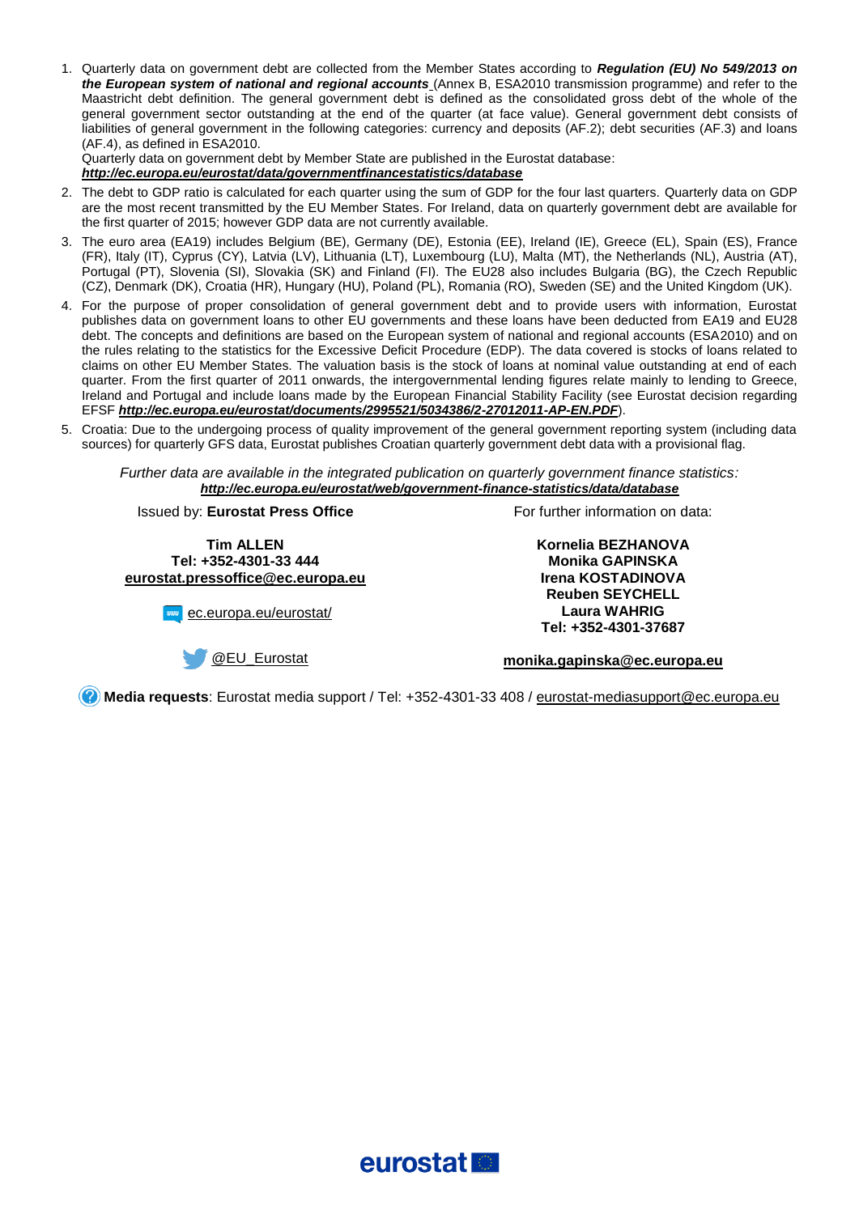1. Quarterly data on government debt are collected from the Member States according to ***Regulation (EU) No 549/2013 on the European system of national and regional accounts*** (Annex B, ESA2010 transmission programme) and refer to the Maastricht debt definition. The general government debt is defined as the consolidated gross debt of the whole of the general government sector outstanding at the end of the quarter (at face value). General government debt consists of liabilities of general government in the following categories: currency and deposits (AF.2); debt securities (AF.3) and loans (AF.4), as defined in ESA2010.
   Quarterly data on government debt by Member State are published in the Eurostat database:
   ***http://ec.europa.eu/eurostat/data/governmentfinancestatistics/database***
2. The debt to GDP ratio is calculated for each quarter using the sum of GDP for the four last quarters. Quarterly data on GDP are the most recent transmitted by the EU Member States. For Ireland, data on quarterly government debt are available for the first quarter of 2015; however GDP data are not currently available.
3. The euro area (EA19) includes Belgium (BE), Germany (DE), Estonia (EE), Ireland (IE), Greece (EL), Spain (ES), France (FR), Italy (IT), Cyprus (CY), Latvia (LV), Lithuania (LT), Luxembourg (LU), Malta (MT), the Netherlands (NL), Austria (AT), Portugal (PT), Slovenia (SI), Slovakia (SK) and Finland (FI). The EU28 also includes Bulgaria (BG), the Czech Republic (CZ), Denmark (DK), Croatia (HR), Hungary (HU), Poland (PL), Romania (RO), Sweden (SE) and the United Kingdom (UK).
4. For the purpose of proper consolidation of general government debt and to provide users with information, Eurostat publishes data on government loans to other EU governments and these loans have been deducted from EA19 and EU28 debt. The concepts and definitions are based on the European system of national and regional accounts (ESA2010) and on the rules relating to the statistics for the Excessive Deficit Procedure (EDP). The data covered is stocks of loans related to claims on other EU Member States. The valuation basis is the stock of loans at nominal value outstanding at end of each quarter. From the first quarter of 2011 onwards, the intergovernmental lending figures relate mainly to lending to Greece, Ireland and Portugal and include loans made by the European Financial Stability Facility (see Eurostat decision regarding EFSF ***http://ec.europa.eu/eurostat/documents/2995521/5034386/2-27012011-AP-EN.PDF***).
5. Croatia: Due to the undergoing process of quality improvement of the general government reporting system (including data sources) for quarterly GFS data, Eurostat publishes Croatian quarterly government debt data with a provisional flag.

*Further data are available in the integrated publication on quarterly government finance statistics:*
***http://ec.europa.eu/eurostat/web/government-finance-statistics/data/database***

Issued by: **Eurostat Press Office**

**Tim ALLEN**
**Tel: +352-4301-33 444**
**eurostat.pressoffice@ec.europa.eu**

ec.europa.eu/eurostat/

@EU_Eurostat

For further information on data:

**Kornelia BEZHANOVA**
**Monika GAPINSKA**
**Irena KOSTADINOVA**
**Reuben SEYCHELL**
**Laura WAHRIG**
**Tel: +352-4301-37687**

**monika.gapinska@ec.europa.eu**

**Media requests**: Eurostat media support / Tel: +352-4301-33 408 / eurostat-mediasupport@ec.europa.eu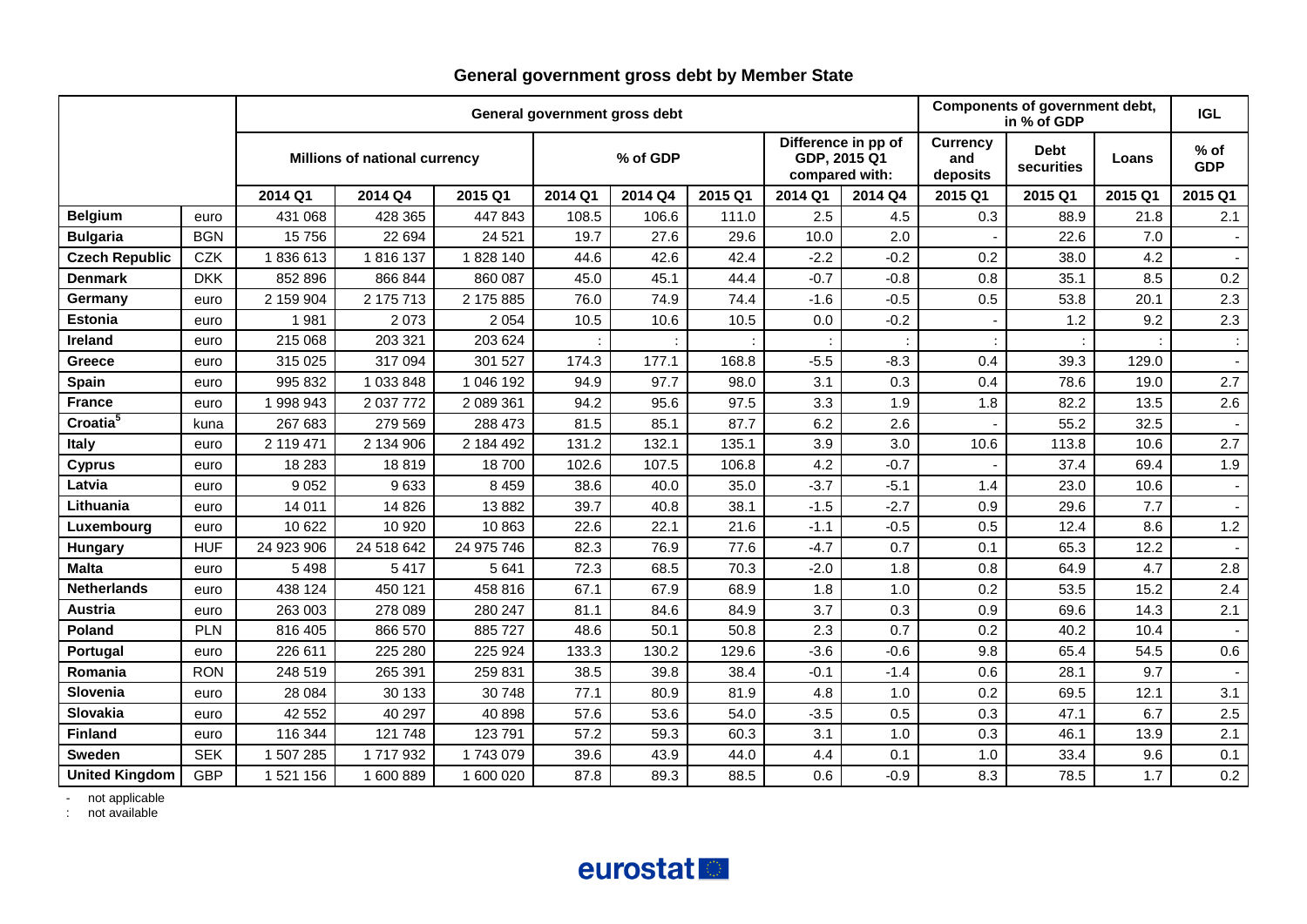## General government gross debt by Member State

| | | General government gross debt | | | | | | | | Components of government debt, in % of GDP | | | IGL |
|---|---|---|---|---|---|---|---|---|---|---|---|---|---|
| | | Millions of national currency | | | % of GDP | | | Difference in pp of GDP, 2015 Q1 compared with: | | Currency and deposits | Debt securities | Loans | % of GDP |
| | | 2014 Q1 | 2014 Q4 | 2015 Q1 | 2014 Q1 | 2014 Q4 | 2015 Q1 | 2014 Q1 | 2014 Q4 | 2015 Q1 | 2015 Q1 | 2015 Q1 | 2015 Q1 |
| **Belgium** | euro | 431 068 | 428 365 | 447 843 | 108.5 | 106.6 | 111.0 | 2.5 | 4.5 | 0.3 | 88.9 | 21.8 | 2.1 |
| **Bulgaria** | BGN | 15 756 | 22 694 | 24 521 | 19.7 | 27.6 | 29.6 | 10.0 | 2.0 | - | 22.6 | 7.0 | - |
| **Czech Republic** | CZK | 1 836 613 | 1 816 137 | 1 828 140 | 44.6 | 42.6 | 42.4 | -2.2 | -0.2 | 0.2 | 38.0 | 4.2 | - |
| **Denmark** | DKK | 852 896 | 866 844 | 860 087 | 45.0 | 45.1 | 44.4 | -0.7 | -0.8 | 0.8 | 35.1 | 8.5 | 0.2 |
| **Germany** | euro | 2 159 904 | 2 175 713 | 2 175 885 | 76.0 | 74.9 | 74.4 | -1.6 | -0.5 | 0.5 | 53.8 | 20.1 | 2.3 |
| **Estonia** | euro | 1 981 | 2 073 | 2 054 | 10.5 | 10.6 | 10.5 | 0.0 | -0.2 | - | 1.2 | 9.2 | 2.3 |
| **Ireland** | euro | 215 068 | 203 321 | 203 624 | : | : | : | : | : | : | : | : | : |
| **Greece** | euro | 315 025 | 317 094 | 301 527 | 174.3 | 177.1 | 168.8 | -5.5 | -8.3 | 0.4 | 39.3 | 129.0 | - |
| **Spain** | euro | 995 832 | 1 033 848 | 1 046 192 | 94.9 | 97.7 | 98.0 | 3.1 | 0.3 | 0.4 | 78.6 | 19.0 | 2.7 |
| **France** | euro | 1 998 943 | 2 037 772 | 2 089 361 | 94.2 | 95.6 | 97.5 | 3.3 | 1.9 | 1.8 | 82.2 | 13.5 | 2.6 |
| **Croatia**[5] | kuna | 267 683 | 279 569 | 288 473 | 81.5 | 85.1 | 87.7 | 6.2 | 2.6 | - | 55.2 | 32.5 | - |
| **Italy** | euro | 2 119 471 | 2 134 906 | 2 184 492 | 131.2 | 132.1 | 135.1 | 3.9 | 3.0 | 10.6 | 113.8 | 10.6 | 2.7 |
| **Cyprus** | euro | 18 283 | 18 819 | 18 700 | 102.6 | 107.5 | 106.8 | 4.2 | -0.7 | - | 37.4 | 69.4 | 1.9 |
| **Latvia** | euro | 9 052 | 9 633 | 8 459 | 38.6 | 40.0 | 35.0 | -3.7 | -5.1 | 1.4 | 23.0 | 10.6 | - |
| **Lithuania** | euro | 14 011 | 14 826 | 13 882 | 39.7 | 40.8 | 38.1 | -1.5 | -2.7 | 0.9 | 29.6 | 7.7 | - |
| **Luxembourg** | euro | 10 622 | 10 920 | 10 863 | 22.6 | 22.1 | 21.6 | -1.1 | -0.5 | 0.5 | 12.4 | 8.6 | 1.2 |
| **Hungary** | HUF | 24 923 906 | 24 518 642 | 24 975 746 | 82.3 | 76.9 | 77.6 | -4.7 | 0.7 | 0.1 | 65.3 | 12.2 | - |
| **Malta** | euro | 5 498 | 5 417 | 5 641 | 72.3 | 68.5 | 70.3 | -2.0 | 1.8 | 0.8 | 64.9 | 4.7 | 2.8 |
| **Netherlands** | euro | 438 124 | 450 121 | 458 816 | 67.1 | 67.9 | 68.9 | 1.8 | 1.0 | 0.2 | 53.5 | 15.2 | 2.4 |
| **Austria** | euro | 263 003 | 278 089 | 280 247 | 81.1 | 84.6 | 84.9 | 3.7 | 0.3 | 0.9 | 69.6 | 14.3 | 2.1 |
| **Poland** | PLN | 816 405 | 866 570 | 885 727 | 48.6 | 50.1 | 50.8 | 2.3 | 0.7 | 0.2 | 40.2 | 10.4 | - |
| **Portugal** | euro | 226 611 | 225 280 | 225 924 | 133.3 | 130.2 | 129.6 | -3.6 | -0.6 | 9.8 | 65.4 | 54.5 | 0.6 |
| **Romania** | RON | 248 519 | 265 391 | 259 831 | 38.5 | 39.8 | 38.4 | -0.1 | -1.4 | 0.6 | 28.1 | 9.7 | - |
| **Slovenia** | euro | 28 084 | 30 133 | 30 748 | 77.1 | 80.9 | 81.9 | 4.8 | 1.0 | 0.2 | 69.5 | 12.1 | 3.1 |
| **Slovakia** | euro | 42 552 | 40 297 | 40 898 | 57.6 | 53.6 | 54.0 | -3.5 | 0.5 | 0.3 | 47.1 | 6.7 | 2.5 |
| **Finland** | euro | 116 344 | 121 748 | 123 791 | 57.2 | 59.3 | 60.3 | 3.1 | 1.0 | 0.3 | 46.1 | 13.9 | 2.1 |
| **Sweden** | SEK | 1 507 285 | 1 717 932 | 1 743 079 | 39.6 | 43.9 | 44.0 | 4.4 | 0.1 | 1.0 | 33.4 | 9.6 | 0.1 |
| **United Kingdom** | GBP | 1 521 156 | 1 600 889 | 1 600 020 | 87.8 | 89.3 | 88.5 | 0.6 | -0.9 | 8.3 | 78.5 | 1.7 | 0.2 |

- not applicable
: not available